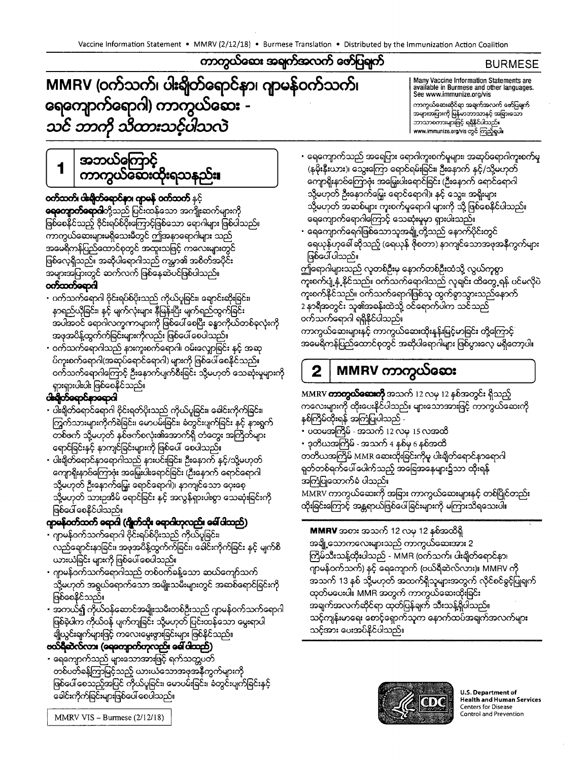ကာကွယ်ဆေး အချက်အလက် ဖော်ပြချက်

BURMESE

# MMRV (ဝက်သက်၊ ပါးချိတ်ရောင်နာ၊ ဂျာမန်ဝက်သက်၊ ရေကျောက်ရောဂါ) ကာကွယ်ဆေး - သင် ဘာကို သိထားသင့်ပါသလဲ

Many Vaccine Information Statements are available in Burmese and other languages. See www.immunize.org/vis

ကာကွယ်ဆေးဆိုင်ရာ အချက်အလက် ဖော်ပြချက် အများအပြားကို မြန်မာဘာသာနှင့် အခြားသော ဘာသာစကားများဖြင့် ရရှိနိုင်ပါသည်။ www.immunize.org/vis တွင် ကြည့်ရှုပါ။

## 1 အဘယ်ကြောင့် ကာကွယ်ဆေးထိုးရသနည်း။

**ဝက်သက်၊ ပါးချိတ်ရောင်နာ၊ ဂျာမန် ဝက်သက်** နှင့် **ရေကျောက်ရောဂါ**တို့သည် ပြင်းထန်သော အကျိုးဆက်များကို ဖြစ်စေနိုင်သည့် ဗိုင်းရပ်စ်ပိုးကြောင့်ဖြစ်သော ရောဂါများ ဖြစ်ပါသည်။ ကာကွယ်ဆေးများမရှိသေးမီတွင် ဤအနာရောဂါများ သည် အမေရိကန်ပြည်ထောင်စုတွင် အထူးသဖြင့် ကလေးများတွင် ဖြစ်လေ့ရှိသည်။ အဆိုပါရောဂါသည် ကမ္ဘာ၏ အစိတ်အပိုင်း အများအပြားတွင် ဆက်လက် ဖြစ်နေဆဲပင်ဖြစ်ပါသည်။

**ဝက်သက်ရောဂါ**

- ဝက်သက်ရောဂါ ဗိုင်းရပ်စ်ပိုးသည် ကိုယ်ပူခြင်း၊ ချောင်းဆိုးခြင်း၊ နှာရည်ယိုခြင်း၊ နှင့် မျက်လုံးများ နီမြန်းပြီး မျက်ရည်ထွက်ခြင်း အပါအဝင် ရောဂါလက္ခဏာများကို ဖြစ်ပေါ်စေပြီး ခန္ဓာကိုယ်တစ်ခုလုံးကို အဖုအပိန့်ထွက်ခြင်းများကိုလည်း ဖြစ်ပေါ်စေပါသည်။
- ဝက်သက်ရောဂါသည် နားကူးစက်ရောဂါ၊ ဝမ်းလျှောခြင်း နှင့် အဆုပ်ကူးစက်ရောဂါ(အဆုပ်ရောင်ရောဂါ) များကို ဖြစ်ပေါ်စေနိုင်သည်။ ဝက်သက်ရောဂါကြောင့် ဦးနှောက်ပျက်စီးခြင်း သို့မဟုတ် သေဆုံးမှုများကို ရှားရှားပါးပါး ဖြစ်စေနိုင်သည်။

**ပါးချိတ်ရောင်နာရောဂါ**

- ပါးချိတ်ရောင်ရောဂါ ဗိုင်းရတ်ပိုးသည် ကိုယ်ပူခြင်း၊ ခေါင်းကိုက်ခြင်း၊ ကြွက်သားများကိုက်ခဲခြင်း၊ မောပမ်းခြင်း၊ ခံတွင်းပျက်ခြင်း နှင့် နားရွက် တစ်ဖက် သို့မဟုတ် နှစ်ဖက်စလုံး၏အောက်ရှိ တံတွေး အကြိတ်များ ရောင်ခြင်းနှင့် နာကျင်ခြင်းများကို ဖြစ်ပေါ် စေပါသည်။
- ပါးချိတ်ရောင်နာရောဂါသည် နားပင်းခြင်း၊ ဦးနှောက် နှင့်/သို့မဟုတ် ကျောရိုးနာဝ်ကြောဖုံး အမြှေးပါးရောင်ခြင်း (ဦးနှောက် ရောင်ရောဂါ သို့မဟုတ် ဦးနှောက်မြှေး ရောင်ရောဂါ)၊ နာကျင်သော ဝှေးစေ့ သို့မဟုတ် သားဥအိမ် ရောင်ခြင်း နှင့် အလွန်ရှားပါးစွာ သေဆုံးခြင်းကို ဖြစ်ပေါ် စေနိုင်ပါသည်။

**ဂျာမန်ဝက်သက် ရောဂါ (ရိုဘဲလား ရောဂါဟုလည်း ခေါ်ပါသည်)**

- ဂျာမန်ဝက်သက်ရောဂါ ဗိုင်းရပ်စ်ပိုးသည် ကိုယ်ပူခြင်း၊ လည်ချောင်းနာခြင်း၊ အဖုအပိန့်ထွက်ခြင်း၊ ခေါင်းကိုက်ခြင်း နှင့် မျက်စိ ယားယံခြင်း များကို ဖြစ်ပေါ် စေပါသည်။
- ဂျာမန်ဝက်သက်ရောဂါသည် တစ်ဝက်ခန့်သော ဆယ်ကျော်သက် သို့မဟုတ် အရွယ်ရောက်သော အမျိုးသမီးများတွင် အဆစ်ရောင်ခြင်းကို ဖြစ်စေနိုင်သည်။
- အကယ်၍ ကိုယ်ဝန်ဆောင်အမျိုးသမီးတစ်ဦးသည် ဂျာမန်ဝက်သက်ရောဂါ ဖြစ်ခဲ့ပါက ကိုယ်ဝန် ပျက်ကျခြင်း သို့မဟုတ် ပြင်းထန်သော မွေးရာပါ ချို့ယွင်းချက်များဖြင့် ကလေးမွေးဖွားခြင်းများ ဖြစ်နိုင်သည်။

**ဗယ်ရီဆဲလ်လား (ရေကျောက်ဟုလည်း ခေါ်ပါသည်)**

- ရေကျောက်သည် များသောအားဖြင့် ရက်သတ္တပတ် တစ်ပတ်ခန့်ကြာမြင့်သည့် ယားယံသောအဖုအနီကွက်များကို ဖြစ်ပေါ်စေသည့်အပြင် ကိုယ်ပူခြင်း၊ မောပမ်းခြင်း၊ ခံတွင်းပျက်ခြင်းနှင့် ခေါင်းကိုက်ခြင်းများဖြစ်ပေါ်စေပါသည်။
- ရေကျောက်သည် အရေပြား ရောဂါကူးစက်မှုများ၊ အဆုပ်ရောဂါကူးစက်မှု (နမိုးနီးယား)၊ သွေးကြော ရောင်ရမ်းခြင်း၊ ဦးနှောက် နှင့်/သို့မဟုတ် ကျောရိုးနာဝ်ကြောဖုံး အမြှေးပါးရောင်ခြင်း (ဦးနှောက် ရောင်ရောဂါ သို့မဟုတ် ဦးနှောက်မြှေး ရောင်ရောဂါ)၊ နှင့် သွေး အရိုးများ သို့မဟုတ် အဆစ်များ ကူးစက်မှုရောဂါ များကို သို့ ဖြစ်စေနိုင်ပါသည်။ ရေကျောက်ရောဂါကြောင့် သေဆုံးမှုမှာ ရှားပါးသည်။
- ရေကျောက်ရောဂါဖြစ်သောသူအချို့တို့သည် နောက်ပိုင်းတွင် ရေယုန်ဟုခေါ်ဆိုသည့် (ရေယုန် ဇိုစတာ) နာကျင်သောအဖုအနီကွက်များ ဖြစ်ပေါ် ပါသည်။

ဤရောဂါများသည် လူတစ်ဦးမှ နောက်တစ်ဦးထံသို့ လွယ်ကူစွာ ကူးစက်ပျံ့နှံ့ နိုင်သည်။ ဝက်သက်ရောဂါသည် လူချင်း ထိတွေ့ရန် ပင်မလိုပဲ ကူးစက်နိုင်သည်။ ဝက်သက်ရောဂါဖြစ်သူ ထွက်ခွာသွားသည်နောက် 2 နာရီအတွင်း သူ၏အခန်းထဲသို့ ဝင်ရောက်ပါက သင်သည် ဝက်သက်ရောဂါ ရရှိနိုင်ပါသည်။

ကာကွယ်ဆေးများနှင့် ကာကွယ်ဆေးထိုးနှုန်းမြင့်မားခြင်း တို့ကြောင့် အမေရိကန်ပြည်ထောင်စုတွင် အဆိုပါရောဂါများ ဖြစ်ပွားလေ့ မရှိတော့ပါ။

## 2 MMRV ကာကွယ်ဆေး

MMRV **ကာကွယ်ဆေးကို** အသက် 12 လမှ 12 နှစ်အတွင်း ရှိသည့် ကလေးများကို ထိုးပေးနိုင်ပါသည်။ များသောအားဖြင့် ကာကွယ်ဆေးကို နှစ်ကြိမ်ထိုးရန် အကြံပြုပါသည် -

- ပထမအကြိမ် - အသက် 12 လမှ 15 လအထိ
- ဒုတိယအကြိမ် - အသက် 4 နှစ်မှ 6 နှစ်အထိ

တတိယအကြိမ် MMR ဆေးထိုးခြင်းကိုမူ ပါးချိတ်ရောင်နာရောဂါ ရုတ်တစ်ရက်ပေါ် ပေါက်သည့် အခြေအနေများ၌သာ ထိုးရန် အကြံပြုထောက်ခံ ပါသည်။

MMRV ကာကွယ်ဆေးကို အခြား ကာကွယ်ဆေးများနှင့် တစ်ပြိုင်တည်း ထိုးခြင်းကြောင့် အန္တရာယ်ဖြစ်ပေါ်ခြင်းများကို မကြားသိရသေးပါ။

**MMRV** အစား အသက် 12 လမှ 12 နှစ်အထိရှိ အချို့သောကလေးများသည် ကာကွယ်ဆေးအား 2 ကြိမ်သီးသန့်ထိုးပါသည် - MMR (ဝက်သက်၊ ပါးချိတ်ရောင်နာ၊ ဂျာမန်ဝက်သက်) နှင့် ရေကျောက် (ဗယ်ရီဆဲလ်လား)။ MMRV ကို အသက် 13 နှစ် သို့မဟုတ် အထက်ရှိသူများအတွက် လိုင်စင်ခွင့်ပြုချက် ထုတ်မပေးပါ။ MMR အတွက် ကာကွယ်ဆေးထိုးခြင်း အချက်အလက်ဆိုင်ရာ ထုတ်ပြန်ချက် သီးသန့်ရှိပါသည်။ သင့်ကျန်းမာရေး စောင့်ရှောက်သူက နောက်ထပ်အချက်အလက်များ သင့်အား ပေးအပ်နိုင်ပါသည်။

U.S. Department of Health and Human Services
Centers for Disease Control and Prevention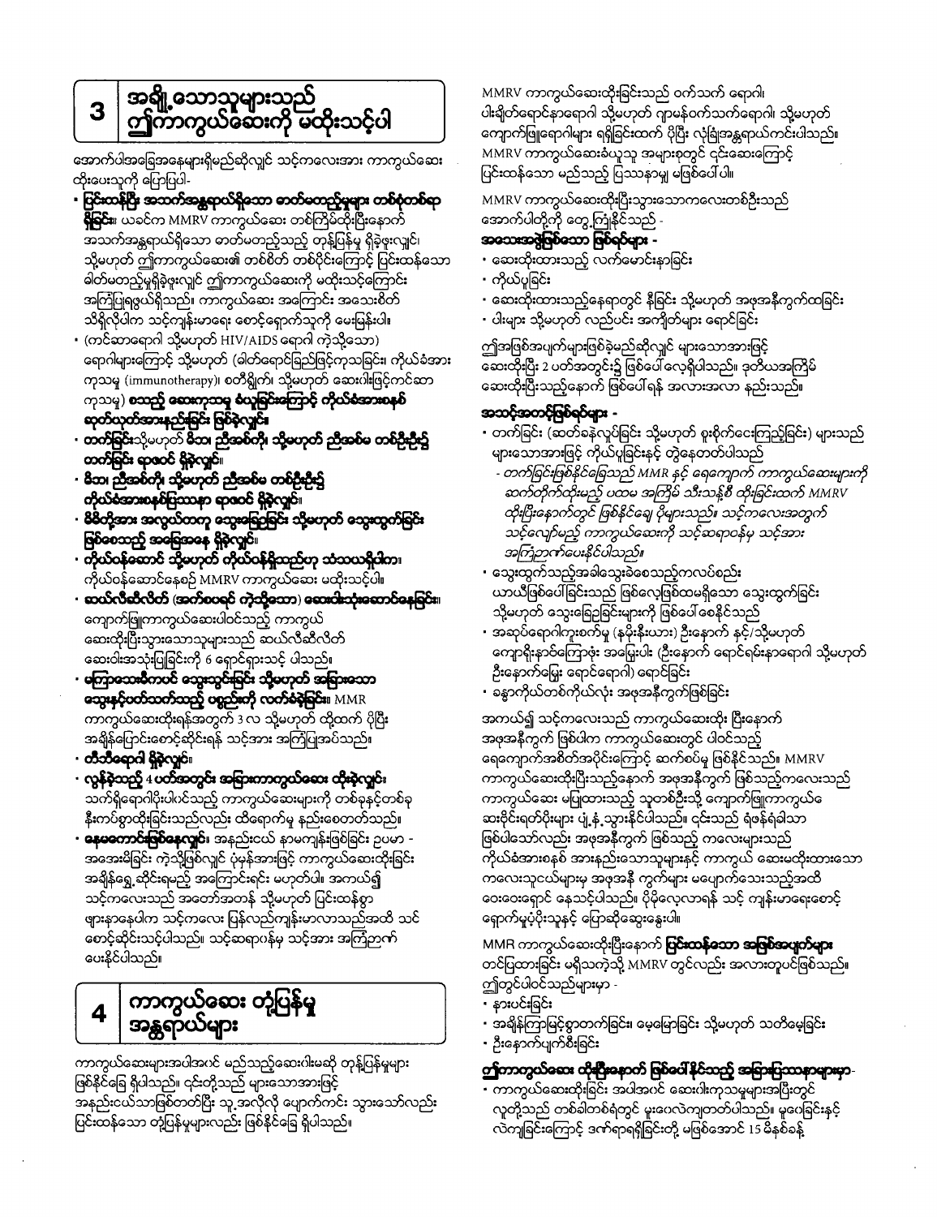## 3 အချို့သောသူများသည် ဤကာကွယ်ဆေးကို မထိုးသင့်ပါ

အောက်ပါအခြေအနေများရှိမည်ဆိုလျှင် သင့်ကလေးအား ကာကွယ်ဆေး ထိုးပေးသူကို ပြောပြပါ-

- **ပြင်းထန်ပြီး အသက်အန္တရာယ်ရှိသော ဓာတ်မတည့်မှုများ တစ်စုံတစ်ရာ ရှိခြင်း**။ ယခင်က MMRV ကာကွယ်ဆေး တစ်ကြိမ်ထိုးပြီးနောက် အသက်အန္တရာယ်ရှိသော ဓာတ်မတည့်သည့် တုန့်ပြန်မှု ရှိခဲ့ဖူးလျှင်၊ သို့မဟုတ် ဤကာကွယ်ဆေး၏ တစ်စိတ် တစ်ပိုင်းကြောင့် ပြင်းထန်သော ဓါတ်မတည့်မှုရှိခဲ့ဖူးလျှင် ဤကာကွယ်ဆေးကို မထိုးသင့်ကြောင်း အကြံပြုရဖွယ်ရှိသည်။ ကာကွယ်ဆေး အကြောင်း အသေးစိတ် သိရှိလိုပါက သင့်ကျန်းမာရေး စောင့်ရှောက်သူကို မေးမြန်းပါ။
- (ကင်ဆာရောဂါ သို့မဟုတ် HIV/AIDS ရောဂါ ကဲ့သို့သော) ရောဂါများကြောင့် သို့မဟုတ် (ဓါတ်ရောင်ခြည်ဖြင့်ကုသခြင်း၊ ကိုယ်ခံအား ကုသမှု (immunotherapy)၊ စတီရွိုက်၊ သို့မဟုတ် ဆေးဝါးဖြင့်ကင်ဆာ ကုသမှု) **စသည့် ဆေးကုသမှု ခံယူခြင်းကြောင့် ကိုယ်ခံအားစနစ် ဆုတ်ယုတ်အားနည်းနေခြင်း ဖြစ်ခဲ့လျှင်။**
- **တက်ခြင်းသို့မဟုတ် မိဘ၊ ညီအစ်ကို၊ သို့မဟုတ် ညီအစ်မ တစ်ဦးဦး၌ တက်ခြင်း ရာဇဝင် ရှိခဲ့လျှင်။**
- **မိဘ၊ ညီအစ်ကို၊ သို့မဟုတ် ညီအစ်မ တစ်ဦးဦး၌ ကိုယ်ခံအားစနစ်ပြဿနာ ရာဇဝင် ရှိခဲ့လျှင်။**
- **မိမိတို့အား အလွယ်တကူ သွေးခြေဥခြင်း သို့မဟုတ် သွေးထွက်ခြင်း ဖြစ်စေသည့် အခြေအနေ ရှိခဲ့လျှင်။**
- **ကိုယ်ဝန်ဆောင် သို့မဟုတ် ကိုယ်ဝန်ရှိသည်ဟု သံသယရှိပါက၊** ကိုယ်ဝန်ဆောင်နေစဉ် MMRV ကာကွယ်ဆေး မထိုးသင့်ပါ။
- **ဆယ်လီဆီလိတ် (အက်စပရင် ကဲ့သို့သော) ဆေးဝါးသုံးဆောင်နေခြင်း**။ ကျောက်ဖြူကာကွယ်ဆေးပါဝင်သည့် ကာကွယ် ဆေးထိုးပြီးသွားသောသူများသည် ဆယ်လီဆီလိတ် ဆေးဝါးအသုံးပြုခြင်းကို 6 ရောင်ရှားသင့် ပါသည်။
- **မကြာသေးမီကပင် သွေးသွင်းခြင်း သို့မဟုတ် အခြားသော သွေးနှင့်ပတ်သက်သည့် ဖစ္စည်းတို့ လက်ခံခဲ့ခြင်း။** MMR ကာကွယ်ဆေးထိုးရန်အတွက် 3 လ သို့မဟုတ် ထို့ထက် ပိုပြီး အချိန်ပြောင်းစောင့်ဆိုင်းရန် သင့်အား အကြံပြုအပ်သည်။
- **တီဘီရောဂါ ရှိခဲ့လျှင်။**
- **လွန်ခဲ့သည့် 4 ပတ်အတွင်း အခြားကာကွယ်ဆေး ထိုးခဲ့လျှင်။** သက်ရှိရောဂါပိုးပါဝင်သည့် ကာကွယ်ဆေးများကို တစ်ခုနှင့်တစ်ခု နီးကပ်စွာထိုးခြင်းသည်လည်း ထိရောက်မှု နည်းစေတတ်သည်။
- **နေမကောင်းဖြစ်နေလျှင်။** အနည်းငယ် နာမကျန်းဖြစ်ခြင်း ဥပမာ - အအေးမိခြင်း ကဲ့သို့ဖြစ်လျှင် ပုံမှန်အားဖြင့် ကာကွယ်ဆေးထိုးခြင်း အချိန်ရွှေ့ဆိုင်းရမည့် အကြောင်းရင်း မဟုတ်ပါ။ အကယ်၍ သင့်ကလေးသည် အတော်အတန် သို့မဟုတ် ပြင်းထန်စွာ ဖျားနာနေပါက သင့်ကလေး ပြန်လည်ကျန်းမာလာသည်အထိ သင် စောင့်ဆိုင်းသင့်ပါသည်။ သင့်ဆရာဝန်မှ သင့်အား အကြံဉာဏ် ပေးနိုင်ပါသည်။

## 4 ကာကွယ်ဆေး တုံ့ပြန်မှု အန္တရာယ်များ

ကာကွယ်ဆေးများအပါအဝင် မည်သည့်ဆေးဝါးမဆို တုန့်ပြန်မှုများ ဖြစ်နိုင်ခြေ ရှိပါသည်။ ၎င်းတို့သည် များသောအားဖြင့် အနည်းငယ်သာဖြစ်တတ်ပြီး သူ့အလိုလို ပျောက်ကင်း သွားသော်လည်း ပြင်းထန်သော တုံ့ပြန်မှုများလည်း ဖြစ်နိုင်ခြေ ရှိပါသည်။

MMRV ကာကွယ်ဆေးထိုးခြင်းသည် ဝက်သက် ရောဂါ၊ ပါးချိတ်ရောင်နာရောဂါ သို့မဟုတ် ဂျာမန်ဝက်သက်ရောဂါ၊ သို့မဟုတ် ကျောက်ဖြူရောဂါများ ရရှိခြင်းထက် ပိုပြီး လုံခြုံအန္တရာယ်ကင်းပါသည်။ MMRV ကာကွယ်ဆေးခံယူသူ အများစုတွင် ၎င်းဆေးကြောင့် ပြင်းထန်သော မည်သည့် ပြဿနာမျှ မဖြစ်ပေါ်ပါ။

MMRV ကာကွယ်ဆေးထိုးပြီးသွားသောကလေးတစ်ဦးသည် အောက်ပါတို့ကို တွေ့ကြုံနိုင်သည် -

**အသေးအဖွဲဖြစ်သော ဖြစ်ရပ်များ -**

- ဆေးထိုးထားသည့် လက်မောင်းနာခြင်း
- ကိုယ်ပူခြင်း
- ဆေးထိုးထားသည့်နေရာတွင် နီခြင်း သို့မဟုတ် အဖုအနီကွက်ထခြင်း
- ပါးများ သို့မဟုတ် လည်ပင်း အကျိတ်များ ရောင်ခြင်း

ဤအဖြစ်အပျက်များဖြစ်ခဲ့မည်ဆိုလျှင် များသောအားဖြင့် ဆေးထိုးပြီး 2 ပတ်အတွင်း၌ ဖြစ်ပေါ်လေ့ရှိပါသည်။ ဒုတိယအကြိမ် ဆေးထိုးပြီးသည့်နောက် ဖြစ်ပေါ်ရန် အလားအလာ နည်းသည်။

**အသင့်အတင့်ဖြစ်ရပ်များ -**

- တက်ခြင်း (ဆတ်ခနဲလှုပ်ခြင်း သို့မဟုတ် စူးစိုက်ငေးကြည့်ခြင်း) များသည် များသောအားဖြင့် ကိုယ်ပူခြင်းနှင့် တွဲနေတတ်ပါသည်
    - *တက်ခြင်းဖြစ်နိုင်ခြေသည် MMR နှင့် ရေကျောက် ကာကွယ်ဆေးများကို ဆက်တိုက်ထိုးမည့် ပထမ အကြိမ် သီးသန့်စီ ထိုးခြင်းထက် MMRV ထိုးပြီးနောက်တွင် ဖြစ်နိုင်ချေ ပိုများသည်။ သင့်ကလေးအတွက် သင့်လျော်မည့် ကာကွယ်ဆေးကို သင့်ဆရာဝန်မှ သင့်အား အကြံဉာဏ်ပေးနိုင်ပါသည်။*
- သွေးထွက်သည့်အခါသွေးခဲစေသည့်ကလပ်စည်း ယာယီဖြစ်ပေါ်ခြင်းသည် ဖြစ်လေ့ဖြစ်ထမရှိသော သွေးထွက်ခြင်း သို့မဟုတ် သွေးခြေဥခြင်းများကို ဖြစ်ပေါ်စေနိုင်သည်
- အဆုတ်ရောဂါကူးစက်မှု (နမိုးနီးယား) ဦးနှောက် နှင့်/သို့မဟုတ် ကျောရိုးနာဝ်ကြောဖုံး အမြှေးပါး (ဦးနှောက် ရောင်ရမ်းနာရောဂါ သို့မဟုတ် ဦးနှောက်မြှေး ရောင်ရောဂါ) ရောင်ခြင်း
- ခန္ဓာကိုယ်တစ်ကိုယ်လုံး အဖုအနီကွက်ဖြစ်ခြင်း

အကယ်၍ သင့်ကလေးသည် ကာကွယ်ဆေးထိုး ပြီးနောက် အဖုအနီကွက် ဖြစ်ပါက ကာကွယ်ဆေးတွင် ပါဝင်သည့် ရေကျောက်အစိတ်အပိုင်းကြောင့် ဆက်စပ်မှု ဖြစ်နိုင်သည်။ MMRV ကာကွယ်ဆေးထိုးပြီးသည့်နောက် အဖုအနီကွက် ဖြစ်သည့်ကလေးသည် ကာကွယ်ဆေး မပြုထားသည့် သူတစ်ဦးသို့ ကျောက်ဖြူကာကွယ်ဆေးပိုးရုတ်ပိုးများ ပျံ့နှံ့သွားနိုင်ပါသည်။ ၎င်းသည် ရှားဖန်ရံခါသာ ဖြစ်ပါသော်လည်း အဖုအနီကွက် ဖြစ်သည့် ကလေးများသည် ကိုယ်ခံအားစနစ် အားနည်းသောသူများနှင့် ကာကွယ် ဆေးမထိုးထားသော ကလေးသူငယ်များမှ အဖုအနီ ကွက်များ မပျောက်သေးသည့်အထိ ဝေးဝေးရှောင် နေသင့်ပါသည်။ ပိုမိုလေ့လာရန် သင့် ကျန်းမာရေးစောင့် ရှောက်မှုပံ့ပိုးသူနှင့် ပြောဆိုဆွေးနွေးပါ။

MMR ကာကွယ်ဆေးထိုးပြီးနောက် **ပြင်းထန်သော အဖြစ်အပျက်များ** တင်ပြထားခြင်း မရှိသကဲ့သို့ MMRV တွင်လည်း အလားတူပင်ဖြစ်သည်။ ဤတွင်ပါဝင်သည်များမှာ -

- နားပင်းခြင်း
- အချိန်ကြာမြင့်စွာတက်ခြင်း၊ မေ့မြောခြင်း သို့မဟုတ် သတိမေ့ခြင်း
- ဦးနှောက်ပျက်စီးခြင်း

**ဤကာကွယ်ဆေး ထိုးပြီးနောက် ဖြစ်ပေါ်နိုင်သည့် အခြားပြဿနာများမှာ-**

- ကာကွယ်ဆေးထိုးခြင်း အပါအဝင် ဆေးဝါးကုသမှုများအပြီးတွင် လူတို့သည် တစ်ခါတစ်ရံတွင် မူးဝေလဲကျတတ်ပါသည်။ မူးဝေခြင်းနှင့် လဲကျခြင်းကြောင့် ဒဏ်ရာရရှိခြင်းတို့ မဖြစ်စေအောင် 15 မိနစ်ခန့်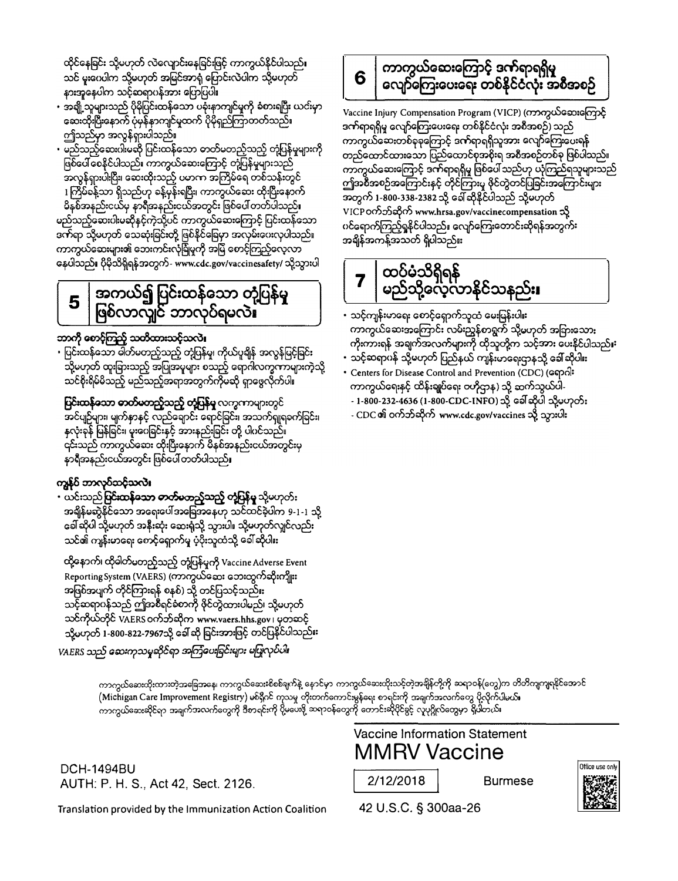ထိုင်နေခြင်း သို့မဟုတ် လဲလျောင်းနေခြင်းဖြင့် ကာကွယ်နိုင်ပါသည်။ သင် မူးဝေပါက သို့မဟုတ် အမြင်အာရုံ ပြောင်းလဲပါက သို့မဟုတ် နားအူနေပါက သင့်ဆရာဝန်အား ပြောပြပါ။

- အချို့သူများသည် ပိုမိုပြင်းထန်သော ပခုံးနာကျင်မှုကို ခံစားရပြီး ယင်းမှာ ဆေးထိုးပြီးနောက် ပုံမှန်နာကျင်မှုထက် ပိုမိုရှည်ကြာတတ်သည်။ ဤသည်မှာ အလွန်ရှားပါသည်။
- မည်သည့်ဆေးဝါးမဆို ပြင်းထန်သော ဓာတ်မတည့်သည့် တုံ့ပြန်မှုများကို ဖြစ်ပေါ်စေနိုင်ပါသည်။ ကာကွယ်ဆေးကြောင့် တုံ့ပြန်မှုများသည် အလွန်ရှားပါးပြီး ဆေးထိုးသည့် ပမာဏ အကြိမ်ရေ တစ်သန်းတွင် 1 ကြိမ်ခန့်သာ ရှိသည်ဟု ခန့်မှန်းရပြီး၊ ကာကွယ်ဆေး ထိုးပြီးနောက် မိနစ်အနည်းငယ်မှ နာရီအနည်းငယ်အတွင်း ဖြစ်ပေါ်တတ်ပါသည်။

မည်သည့်ဆေးဝါးမဆိုနှင့်ကဲ့သို့ပင် ကာကွယ်ဆေးကြောင့် ပြင်းထန်သော ဒဏ်ရာ သို့မဟုတ် သေဆုံးခြင်းတို့ ဖြစ်နိုင်ခြေမှာ အလွန်းဝေးလှပါသည်။ ကာကွယ်ဆေးများ၏ ဘေးကင်းလုံခြုံမှုကို အမြဲ စောင့်ကြည့်လေ့လာနေပါသည်။ ပိုမိုသိရှိရန်အတွက်- www.cdc.gov/vaccinesafety/ သို့သွားပါ

## 5 အကယ်၍ ပြင်းထန်သော တုံ့ပြန်မှု ဖြစ်လာလျှင် ဘာလုပ်ရမလဲ။

### ဘာကို စောင့်ကြည့် သတိထားသင့်သလဲ။

- ပြင်းထန်သော ဓါတ်မတည့်သည့် တုံ့ပြန်မှု၊ ကိုယ်ပူချိန် အလွန်မြင့်ခြင်း သို့မဟုတ် ထူးခြားသည့် အပြုအမူများ စသည့် ရောဂါလက္ခဏာများကဲ့သို့ သင်စိုးရိမ်မိသည့် မည်သည့်အရာအတွက်ကိုမဆို ရှာဖွေလိုက်ပါ။

**ပြင်းထန်သော ဓာတ်မတည့်သည့် တုံ့ပြန်မှု** လက္ခဏာများတွင် အင်ပျဉ်များ၊ မျက်နှာနှင့် လည်ချောင်း ရောင်ခြင်း၊ အသက်ရှူရခက်ခြင်း၊ နှလုံးခုန် မြန်ခြင်း၊ မူးဝေခြင်းနှင့် အားနည်းခြင်း တို့ ပါဝင်သည်။ ၎င်းသည် ကာကွယ်ဆေး ထိုးပြီးနောက် မိနစ်အနည်းငယ်မှ နာရီအနည်းငယ်အတွင်း ဖြစ်ပေါ်တတ်ပါသည်။

### ကျွန်ုပ် ဘာလုပ်သင့်သလဲ။

- ယင်းသည် **ပြင်းထန်သော ဓာတ်မတည့်သည့် တုံ့ပြန်မှု** သို့မဟုတ်း အချိန်မဆွဲနိုင်သော အရေးပေါ်အခြေအနေဟု သင်ထင်ခဲ့ပါက 9-1-1 သို့ ခေါ်ဆိုပါ သို့မဟုတ် အနီးဆုံး ဆေးရုံသို့ သွားပါ။ သို့မဟုတ်လျှင်လည်း သင်၏ ကျန်းမာရေး စောင့်ရှောက်မှု ပံ့ပိုးသူထံသို့ ခေါ်ဆိုပါ။

ထို့နောက်၊ ထိုဓါတ်မတည့်သည့် တုံ့ပြန်မှုကို Vaccine Adverse Event Reporting System (VAERS) (ကာကွယ်ဆေး ဘေးထွက်ဆိုးကျိုး အဖြစ်အပျက် တိုင်ကြားရန် စနစ်) သို့ တင်ပြသင့်သည်။ သင့်ဆရာဝန်သည် ဤအစီရင်ခံစာကို ဖိုင်တွဲထားပါမည်၊ သို့မဟုတ် သင်ကိုယ်တိုင် VAERS ဝက်ဘ်ဆိုက် www.vaers.hhs.gov ၊ မှတဆင့် သို့မဟုတ် 1-800-822-7967သို့ ခေါ်ဆို ခြင်းအားဖြင့် တင်ပြနိုင်ပါသည်။

*VAERS သည် ဆေးကုသမှုဆိုင်ရာ အကြံပေးခြင်းများ မပြုလုပ်ပါ။*

## 6 ကာကွယ်ဆေးကြောင့် ဒဏ်ရာရရှိမှု လျော်ကြေးပေးရေး တစ်နိုင်ငံလုံး အစီအစဉ်

Vaccine Injury Compensation Program (VICP) (ကာကွယ်ဆေးကြောင့် ဒဏ်ရာရရှိမှု လျော်ကြေးပေးရေး တစ်နိုင်ငံလုံး အစီအစဉ်) သည် ကာကွယ်ဆေးတစ်ခုခုကြောင့် ဒဏ်ရာရရှိသူအား လျော်ကြေးပေးရန် တည်ထောင်ထားသော ပြည်ထောင်စုအစိုးရ အစီအစဉ်တစ်ခု ဖြစ်ပါသည်။ ကာကွယ်ဆေးကြောင့် ဒဏ်ရာရရှိမှု ဖြစ်ပေါ်သည်ဟု ယုံကြည်ရသူများသည် ဤအစီအစဉ်အကြောင်းနှင့် တိုင်ကြားမှု ဖိုင်တွဲတင်ပြခြင်းအကြောင်းများ အတွက် 1-800-338-2382 သို့ ခေါ်ဆိုနိုင်ပါသည် သို့မဟုတ် VICP ဝက်ဘ်ဆိုက် www.hrsa.gov/vaccinecompensation သို့ ဝင်ရောက်ကြည့်ရှုနိုင်ပါသည်။ လျော်ကြေးတောင်းဆိုရန်အတွက်း အချိန်အကန့်အသတ် ရှိပါသည်။

## 7 ထပ်မံသိရှိရန် မည်သို့လေ့လာနိုင်သနည်း။

- သင့်ကျန်းမာရေး စောင့်ရှောက်သူထံ မေးမြန်းပါ။ ကာကွယ်ဆေးအကြောင်း လမ်းညွှန်စာရွက် သို့မဟုတ် အခြားသော ကိုးကားရန် အချက်အလက်များကို ထိုသူတို့က သင့်အား ပေးနိုင်ပါသည်။
- သင့်ဆရာဝန် သို့မဟုတ် ပြည်နယ် ကျန်းမာရေးဌာနသို့ ခေါ်ဆိုပါ။
- Centers for Disease Control and Prevention (CDC) (ရောဂါ ကာကွယ်ရေးနှင့် ထိန်းချုပ်ရေး ဗဟိုဌာန) သို့ ဆက်သွယ်ပါ-
  - 1-800-232-4636 (1-800-CDC-INFO) သို့ ခေါ်ဆိုပါ သို့မဟုတ်း
  - CDC ၏ ဝက်ဘ်ဆိုက် www.cdc.gov/vaccines သို့ သွားပါ။

ကာကွယ်ဆေးထိုးထားတဲ့အခြေအနေ၊ ကာကွယ်ဆေးစစ်ချက်နဲ့ နောင်မှာ ကာကွယ်ဆေးထိုးသင့်တဲ့အချိန်ကိုကို ဆရာဝန်(တွေ)က တိတိကျကျရှိနိုင်အောင် (Michigan Care Improvement Registry) မစ်ရှီဂင် ကုသမှု တိုးတက်ကောင်းမွန်ရေး စာရင်းကို အချက်အလက်တွေ ပို့လိုက်ပါမယ်။ ကာကွယ်ဆေးဆိုင်ရာ အချက်အလက်တွေကို ဒီစာရင်းကို ပို့မပေးဖို့ ဆရာဝန်တွေကို တောင်းဆိုပိုင်ခွင့် လူပုဂ္ဂိုလ်တွေမှာ ရှိပါတယ်။

DCH-1494BU
AUTH: P. H. S., Act 42, Sect. 2126.

Translation provided by the Immunization Action Coalition

Vaccine Information Statement
**MMRV Vaccine**

2/12/2018 Burmese

42 U.S.C. § 300aa-26

Office use only